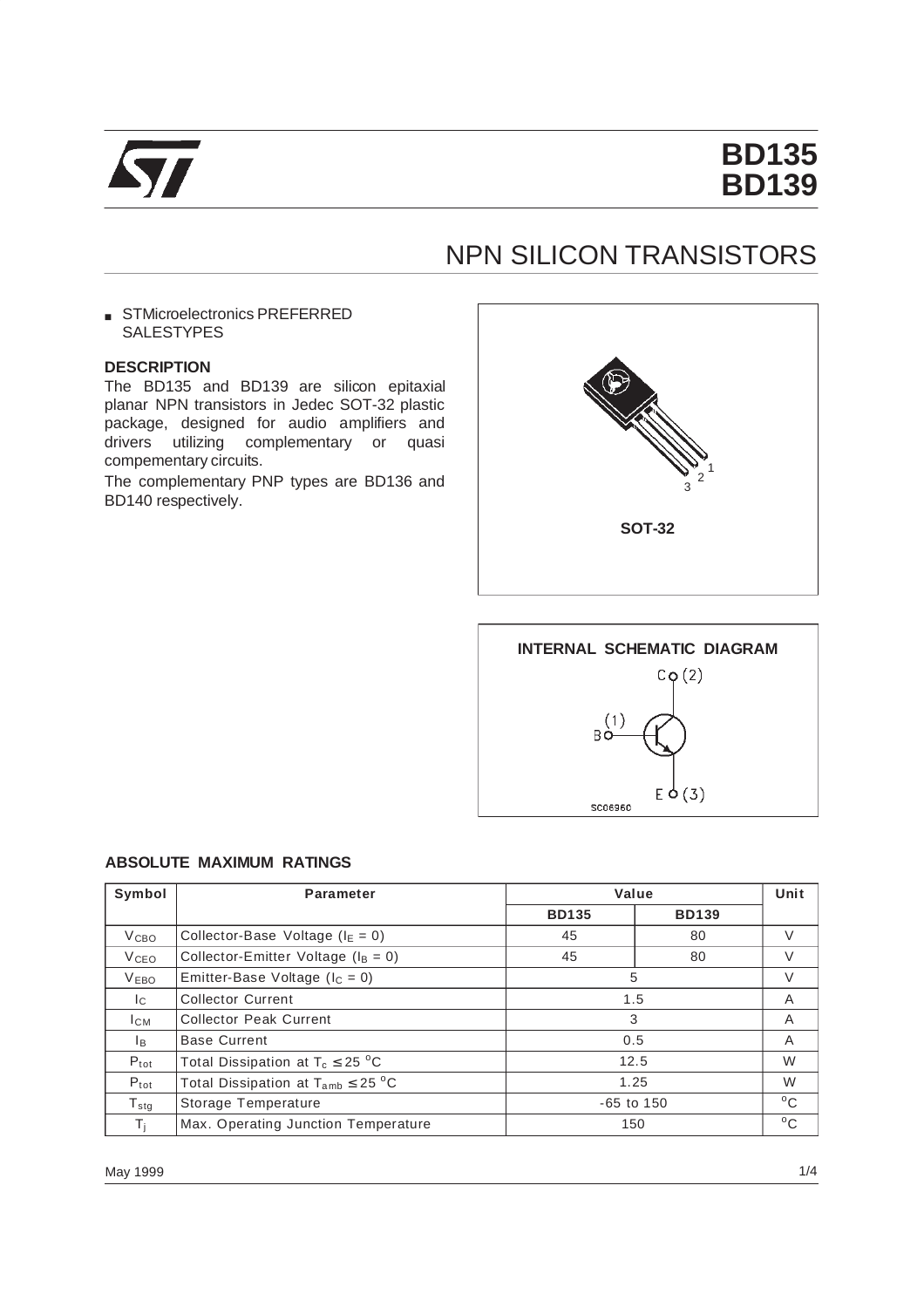# BD135
# BD139

## NPN SILICON TRANSISTORS

- STMicroelectronics PREFERRED SALESTYPES

### DESCRIPTION

The BD135 and BD139 are silicon epitaxial planar NPN transistors in Jedec SOT-32 plastic package, designed for audio amplifiers and drivers utilizing complementary or quasi compementary circuits.

The complementary PNP types are BD136 and BD140 respectively.

SOT-32

INTERNAL SCHEMATIC DIAGRAM

### ABSOLUTE MAXIMUM RATINGS

| Symbol | Parameter | Value | | Unit |
|---|---|---|---|---|
| | | BD135 | BD139 | |
| $V_{CBO}$ | Collector-Base Voltage ($I_E = 0$) | 45 | 80 | V |
| $V_{CEO}$ | Collector-Emitter Voltage ($I_B = 0$) | 45 | 80 | V |
| $V_{EBO}$ | Emitter-Base Voltage ($I_C = 0$) | 5 | | V |
| $I_C$ | Collector Current | 1.5 | | A |
| $I_{CM}$ | Collector Peak Current | 3 | | A |
| $I_B$ | Base Current | 0.5 | | A |
| $P_{tot}$ | Total Dissipation at $T_c \leq 25\ ^oC$ | 12.5 | | W |
| $P_{tot}$ | Total Dissipation at $T_{amb} \leq 25\ ^oC$ | 1.25 | | W |
| $T_{stg}$ | Storage Temperature | -65 to 150 | | $^oC$ |
| $T_j$ | Max. Operating Junction Temperature | 150 | | $^oC$ |

May 1999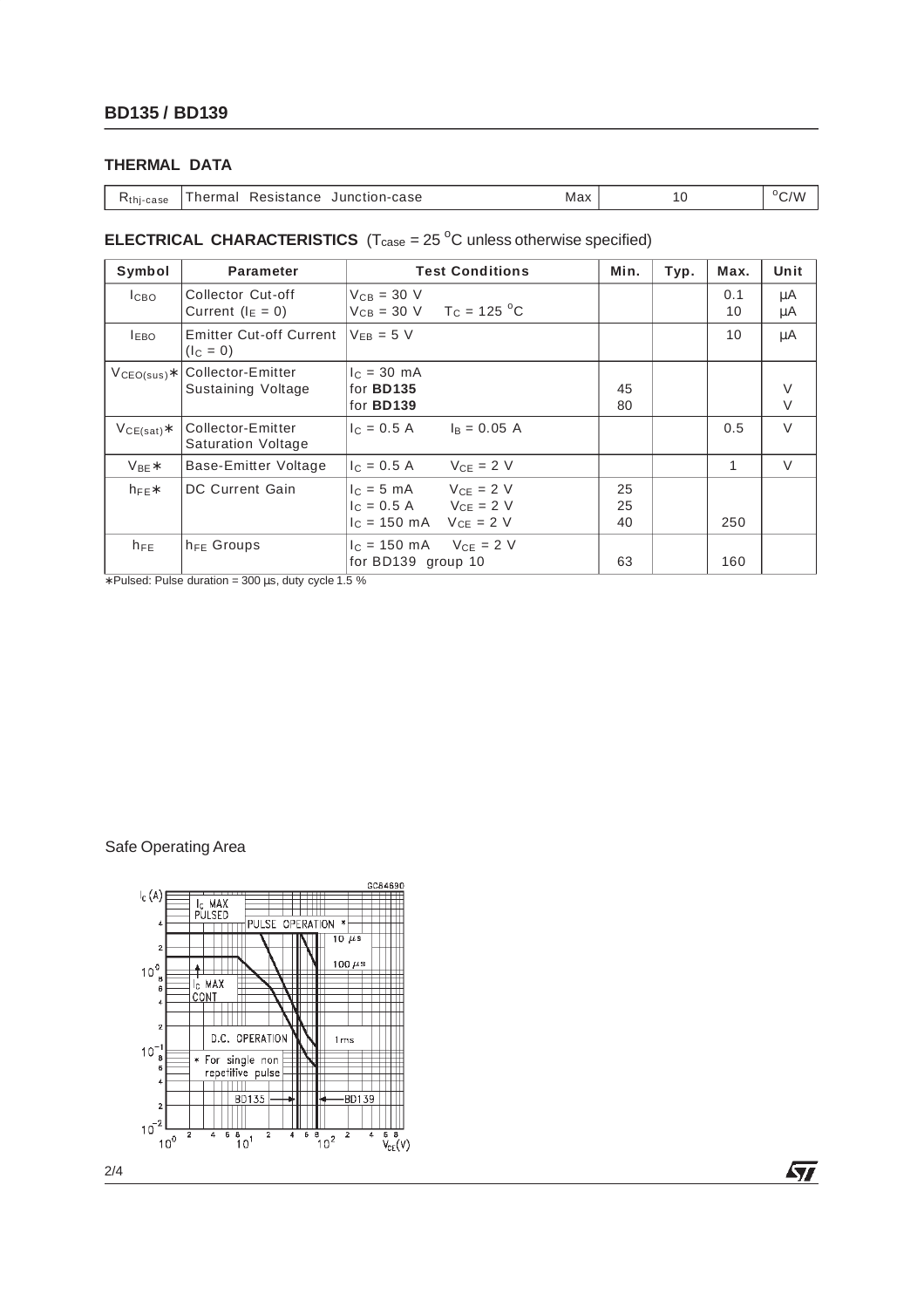## THERMAL DATA

| | | | | |
|---|---|---|---|---|
| $R_{thj\text{-}case}$ | Thermal Resistance Junction-case | Max | 10 | °C/W |

## ELECTRICAL CHARACTERISTICS ($T_{case}$ = 25 °C unless otherwise specified)

| Symbol | Parameter | Test Conditions | Min. | Typ. | Max. | Unit |
|---|---|---|---|---|---|---|
| $I_{CBO}$ | Collector Cut-off Current ($I_E$ = 0) | $V_{CB}$ = 30 V<br>$V_{CB}$ = 30 V $T_C$ = 125 °C | | | 0.1<br>10 | μA<br>μA |
| $I_{EBO}$ | Emitter Cut-off Current ($I_C$ = 0) | $V_{EB}$ = 5 V | | | 10 | μA |
| $V_{CEO(sus)}$* | Collector-Emitter Sustaining Voltage | $I_C$ = 30 mA<br>for **BD135**<br>for **BD139** | <br>45<br>80 | | | <br>V<br>V |
| $V_{CE(sat)}$* | Collector-Emitter Saturation Voltage | $I_C$ = 0.5 A $I_B$ = 0.05 A | | | 0.5 | V |
| $V_{BE}$* | Base-Emitter Voltage | $I_C$ = 0.5 A $V_{CE}$ = 2 V | | | 1 | V |
| $h_{FE}$* | DC Current Gain | $I_C$ = 5 mA $V_{CE}$ = 2 V<br>$I_C$ = 0.5 A $V_{CE}$ = 2 V<br>$I_C$ = 150 mA $V_{CE}$ = 2 V | 25<br>25<br>40 | | <br><br>250 | |
| $h_{FE}$ | $h_{FE}$ Groups | $I_C$ = 150 mA $V_{CE}$ = 2 V<br>for BD139 group 10 | <br>63 | | <br>160 | |

*Pulsed: Pulse duration = 300 μs, duty cycle 1.5 %

Safe Operating Area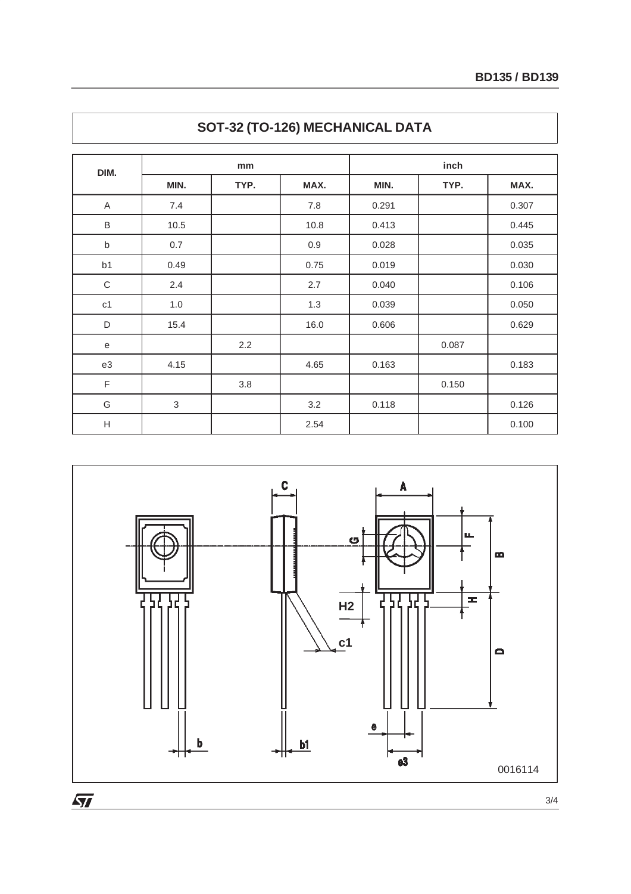## SOT-32 (TO-126) MECHANICAL DATA

| DIM. | mm | | | inch | | |
|---|---|---|---|---|---|---|
| | MIN. | TYP. | MAX. | MIN. | TYP. | MAX. |
| A | 7.4 | | 7.8 | 0.291 | | 0.307 |
| B | 10.5 | | 10.8 | 0.413 | | 0.445 |
| b | 0.7 | | 0.9 | 0.028 | | 0.035 |
| b1 | 0.49 | | 0.75 | 0.019 | | 0.030 |
| C | 2.4 | | 2.7 | 0.040 | | 0.106 |
| c1 | 1.0 | | 1.3 | 0.039 | | 0.050 |
| D | 15.4 | | 16.0 | 0.606 | | 0.629 |
| e | | 2.2 | | | 0.087 | |
| e3 | 4.15 | | 4.65 | 0.163 | | 0.183 |
| F | | 3.8 | | | 0.150 | |
| G | 3 | | 3.2 | 0.118 | | 0.126 |
| H | | | 2.54 | | | 0.100 |

0016114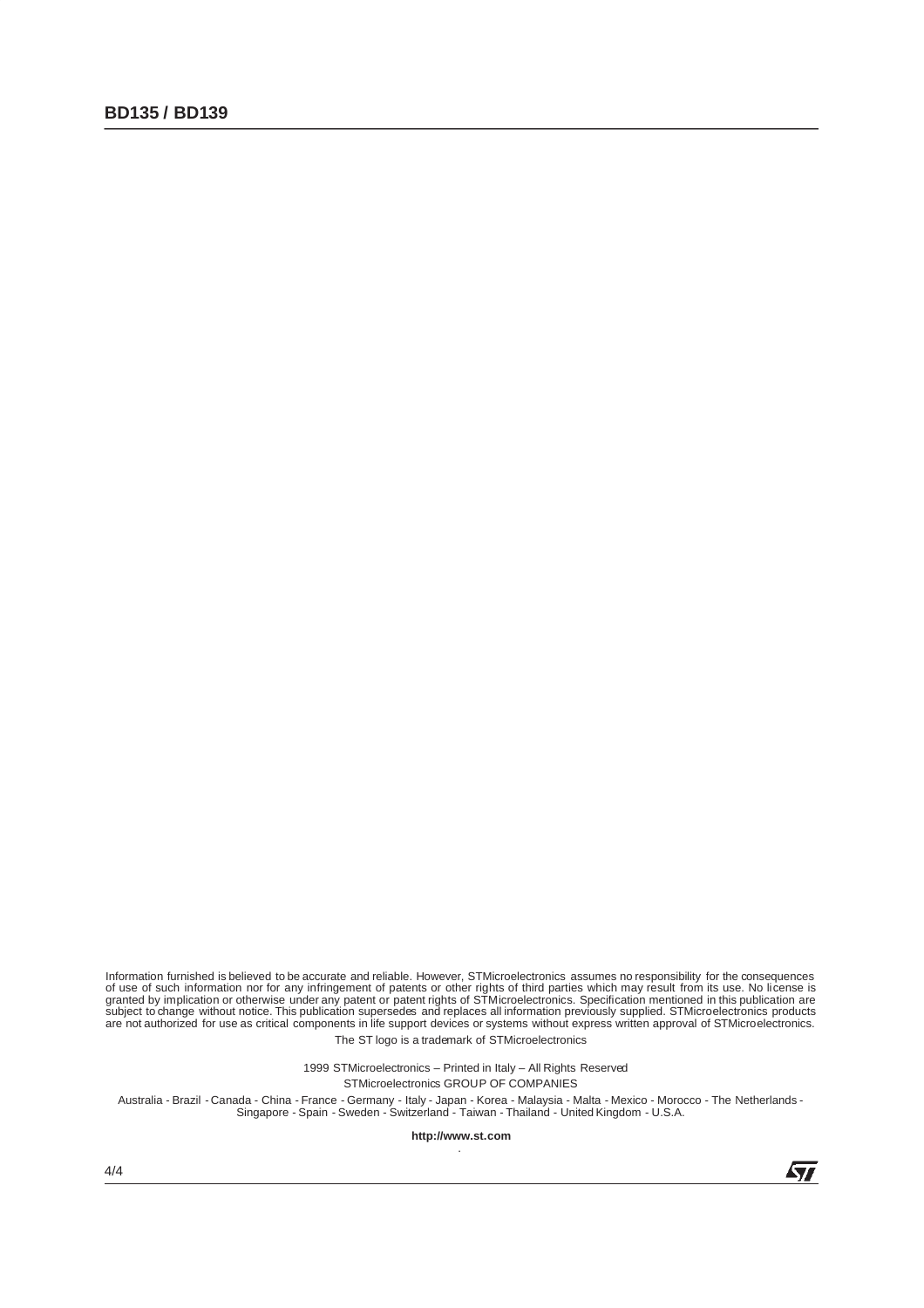Information furnished is believed to be accurate and reliable. However, STMicroelectronics assumes no responsibility for the consequences of use of such information nor for any infringement of patents or other rights of third parties which may result from its use. No license is granted by implication or otherwise under any patent or patent rights of STMicroelectronics. Specification mentioned in this publication are subject to change without notice. This publication supersedes and replaces all information previously supplied. STMicroelectronics products are not authorized for use as critical components in life support devices or systems without express written approval of STMicroelectronics.

The ST logo is a trademark of STMicroelectronics

1999 STMicroelectronics – Printed in Italy – All Rights Reserved

STMicroelectronics GROUP OF COMPANIES

Australia - Brazil - Canada - China - France - Germany - Italy - Japan - Korea - Malaysia - Malta - Mexico - Morocco - The Netherlands - Singapore - Spain - Sweden - Switzerland - Taiwan - Thailand - United Kingdom - U.S.A.

**http://www.st.com**